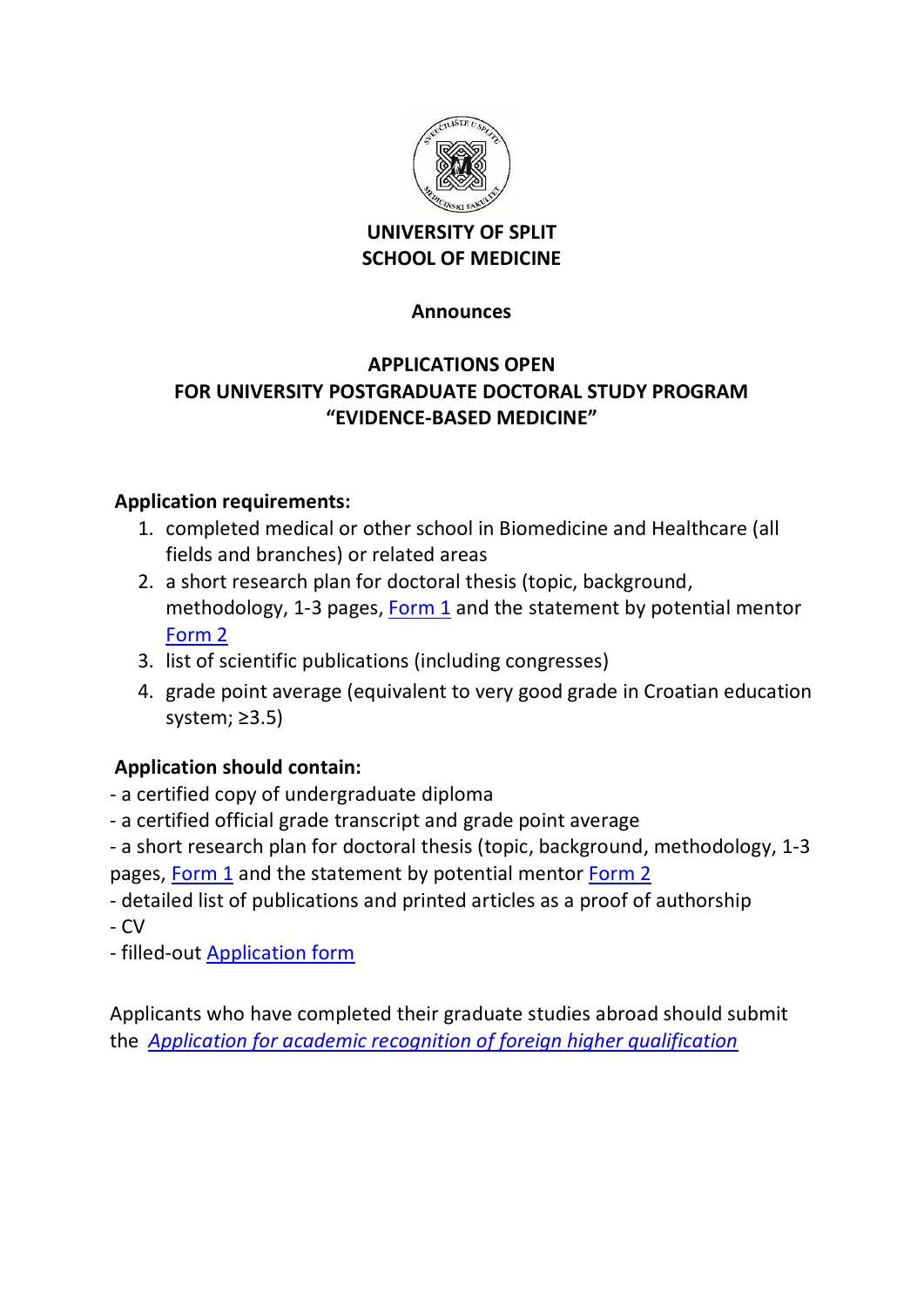**UNIVERSITY OF SPLIT**
**SCHOOL OF MEDICINE**

**Announces**

# APPLICATIONS OPEN FOR UNIVERSITY POSTGRADUATE DOCTORAL STUDY PROGRAM "EVIDENCE-BASED MEDICINE"

**Application requirements:**

1. completed medical or other school in Biomedicine and Healthcare (all fields and branches) or related areas
2. a short research plan for doctoral thesis (topic, background, methodology, 1-3 pages, Form 1 and the statement by potential mentor Form 2
3. list of scientific publications (including congresses)
4. grade point average (equivalent to very good grade in Croatian education system; ≥3.5)

**Application should contain:**

- a certified copy of undergraduate diploma
- a certified official grade transcript and grade point average
- a short research plan for doctoral thesis (topic, background, methodology, 1-3 pages, Form 1 and the statement by potential mentor Form 2
- detailed list of publications and printed articles as a proof of authorship
- CV
- filled-out Application form

Applicants who have completed their graduate studies abroad should submit the *Application for academic recognition of foreign higher qualification*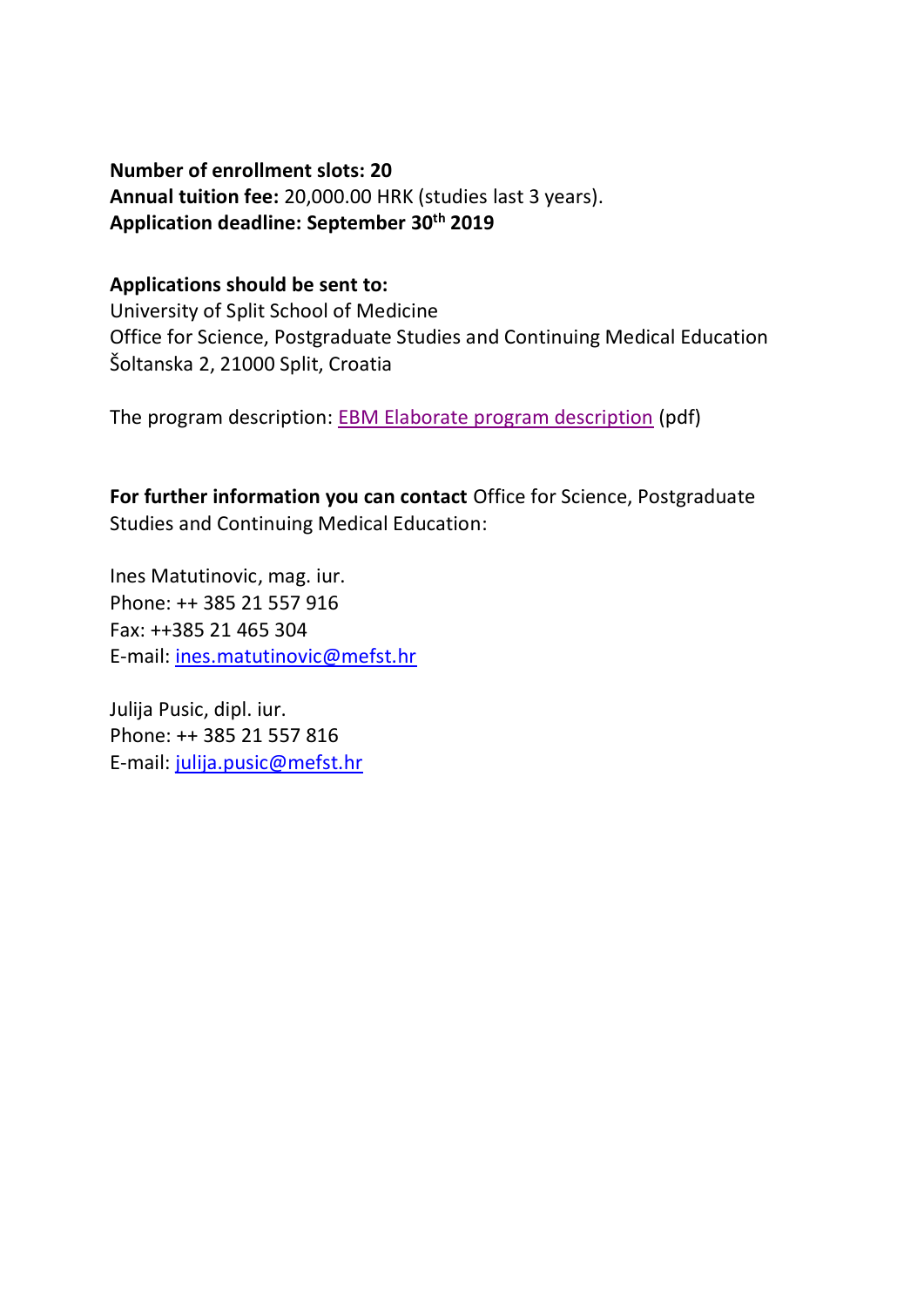**Number of enrollment slots: 20**
**Annual tuition fee:** 20,000.00 HRK (studies last 3 years).
**Application deadline: September 30th 2019**

**Applications should be sent to:**
University of Split School of Medicine
Office for Science, Postgraduate Studies and Continuing Medical Education
Šoltanska 2, 21000 Split, Croatia

The program description: EBM Elaborate program description (pdf)

**For further information you can contact** Office for Science, Postgraduate Studies and Continuing Medical Education:

Ines Matutinovic, mag. iur.
Phone: ++ 385 21 557 916
Fax: ++385 21 465 304
E-mail: ines.matutinovic@mefst.hr

Julija Pusic, dipl. iur.
Phone: ++ 385 21 557 816
E-mail: julija.pusic@mefst.hr